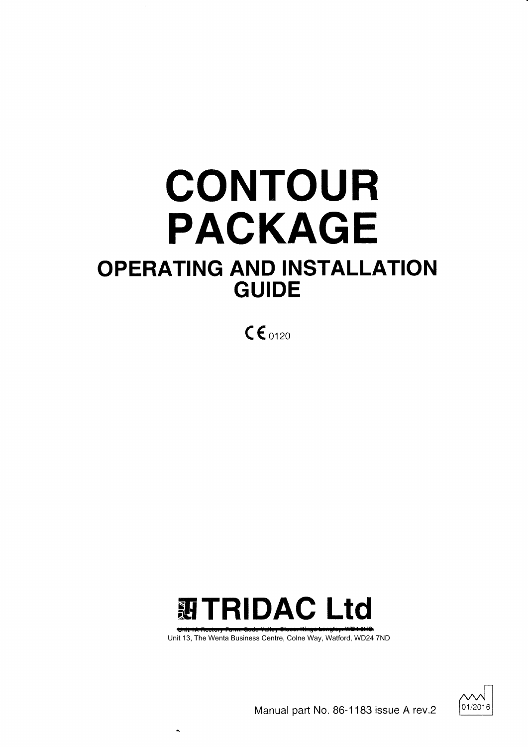# CONTOUR PACKAGE

## OPERATING AND INSTALLATION GUIDE

CE 0120

**TRIDAC Ltd**

~~Unit 1A Rectory Farm, Gade Valley Close, Kings Langley, WD4 8HQ.~~

Unit 13, The Wenta Business Centre, Colne Way, Watford, WD24 7ND

Manual part No. 86-1183 issue A rev.2

01/2016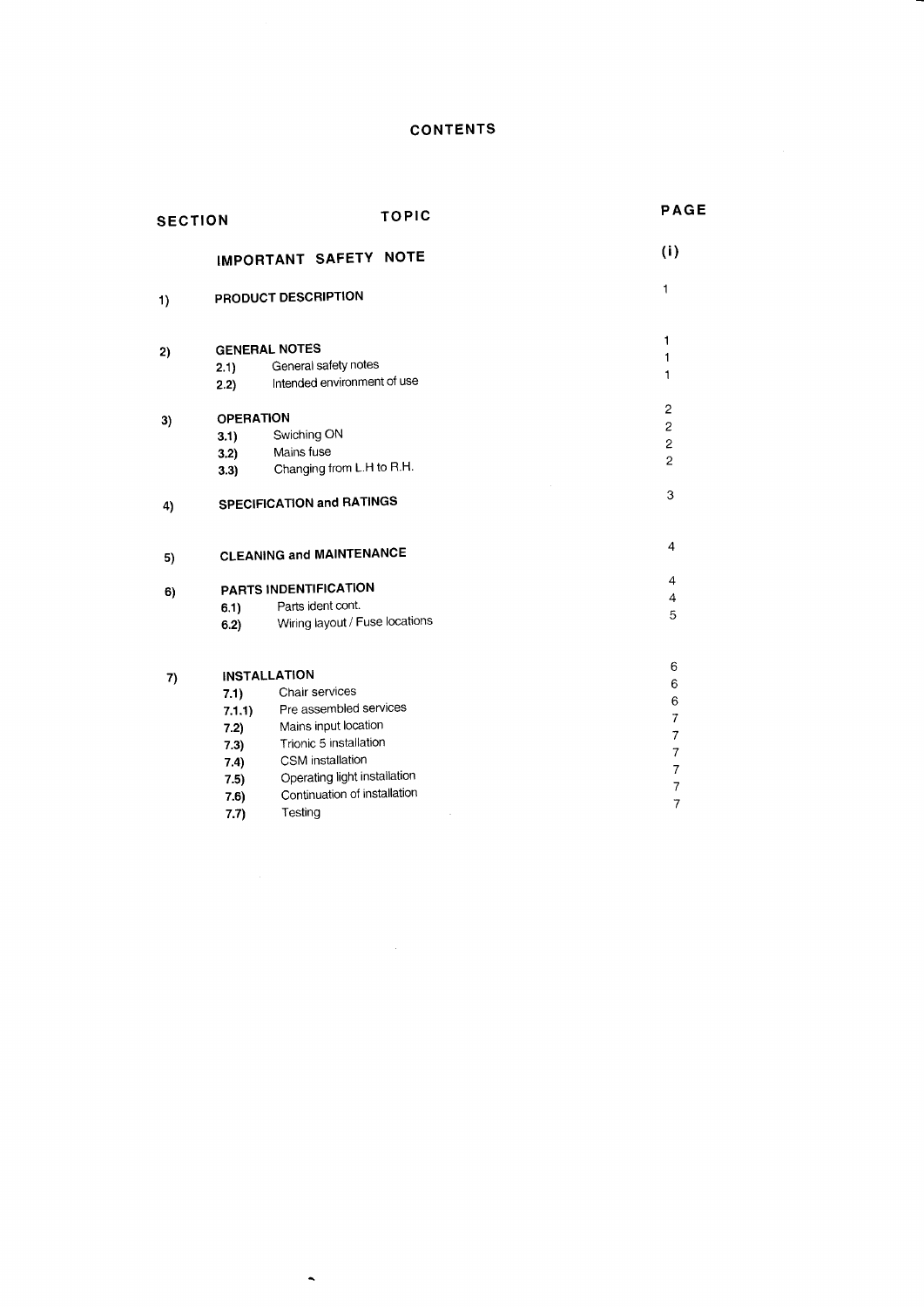# CONTENTS

| SECTION | TOPIC | PAGE |
|---|---|---|
| | **IMPORTANT SAFETY NOTE** | (i) |
| **1)** | **PRODUCT DESCRIPTION** | 1 |
| **2)** | **GENERAL NOTES** | 1 |
| | **2.1)** General safety notes | 1 |
| | **2.2)** Intended environment of use | 1 |
| **3)** | **OPERATION** | 2 |
| | **3.1)** Swiching ON | 2 |
| | **3.2)** Mains fuse | 2 |
| | **3.3)** Changing from L.H to R.H. | 2 |
| **4)** | **SPECIFICATION and RATINGS** | 3 |
| **5)** | **CLEANING and MAINTENANCE** | 4 |
| **6)** | **PARTS INDENTIFICATION** | 4 |
| | **6.1)** Parts ident cont. | 4 |
| | **6.2)** Wiring layout / Fuse locations | 5 |
| **7)** | **INSTALLATION** | 6 |
| | **7.1)** Chair services | 6 |
| | **7.1.1)** Pre assembled services | 6 |
| | **7.2)** Mains input location | 7 |
| | **7.3)** Trionic 5 installation | 7 |
| | **7.4)** CSM installation | 7 |
| | **7.5)** Operating light installation | 7 |
| | **7.6)** Continuation of installation | 7 |
| | **7.7)** Testing | 7 |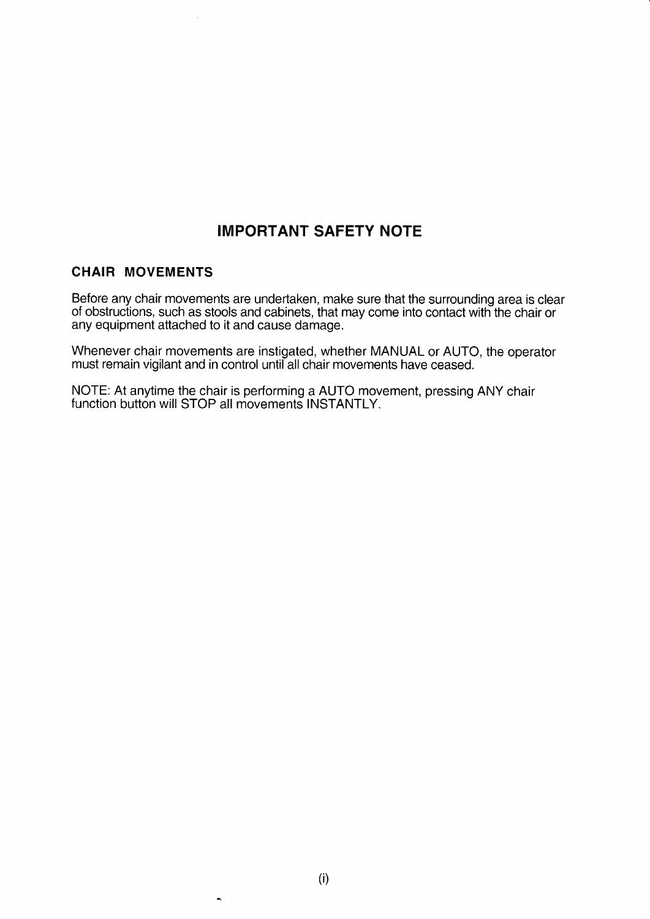# IMPORTANT SAFETY NOTE

## CHAIR MOVEMENTS

Before any chair movements are undertaken, make sure that the surrounding area is clear of obstructions, such as stools and cabinets, that may come into contact with the chair or any equipment attached to it and cause damage.

Whenever chair movements are instigated, whether MANUAL or AUTO, the operator must remain vigilant and in control until all chair movements have ceased.

NOTE: At anytime the chair is performing a AUTO movement, pressing ANY chair function button will STOP all movements INSTANTLY.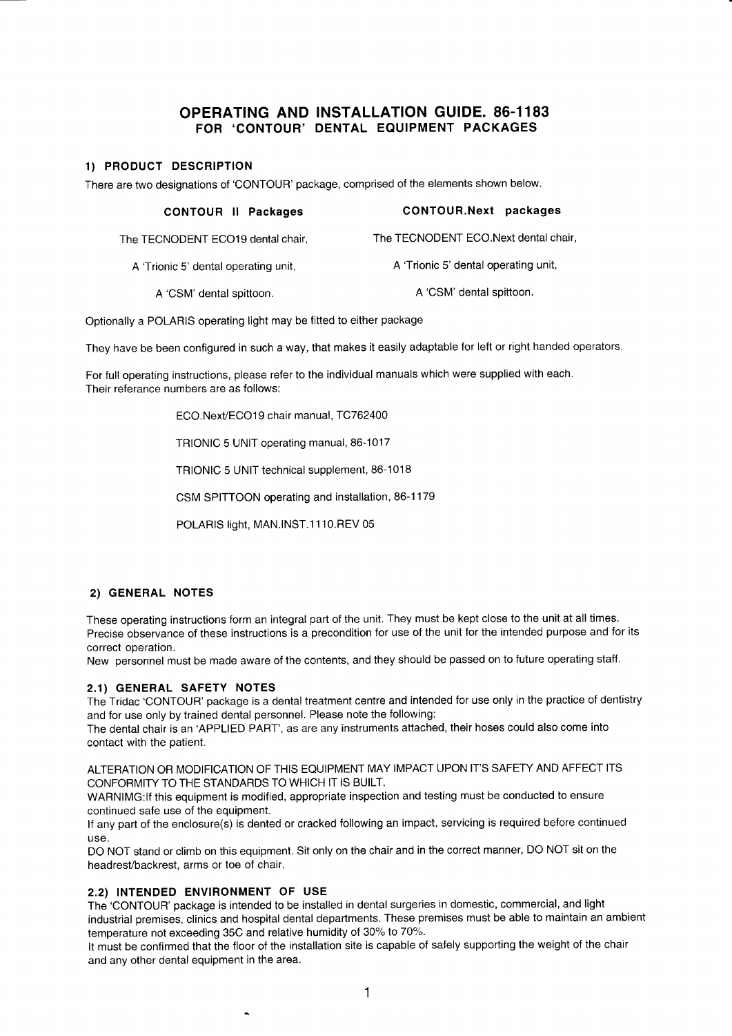# OPERATING AND INSTALLATION GUIDE. 86-1183
## FOR 'CONTOUR' DENTAL EQUIPMENT PACKAGES

### 1) PRODUCT DESCRIPTION

There are two designations of 'CONTOUR' package, comprised of the elements shown below.

| CONTOUR II Packages | CONTOUR.Next packages |
|---|---|
| The TECNODENT ECO19 dental chair, | The TECNODENT ECO.Next dental chair, |
| A 'Trionic 5' dental operating unit, | A 'Trionic 5' dental operating unit, |
| A 'CSM' dental spittoon. | A 'CSM' dental spittoon. |

Optionally a POLARIS operating light may be fitted to either package

They have be been configured in such a way, that makes it easily adaptable for left or right handed operators.

For full operating instructions, please refer to the individual manuals which were supplied with each.
Their referance numbers are as follows:

ECO.Next/ECO19 chair manual, TC762400

TRIONIC 5 UNIT operating manual, 86-1017

TRIONIC 5 UNIT technical supplement, 86-1018

CSM SPITTOON operating and installation, 86-1179

POLARIS light, MAN.INST.1110.REV 05

### 2) GENERAL NOTES

These operating instructions form an integral part of the unit. They must be kept close to the unit at all times. Precise observance of these instructions is a precondition for use of the unit for the intended purpose and for its correct operation.
New personnel must be made aware of the contents, and they should be passed on to future operating staff.

#### 2.1) GENERAL SAFETY NOTES

The Tridac 'CONTOUR' package is a dental treatment centre and intended for use only in the practice of dentistry and for use only by trained dental personnel. Please note the following:
The dental chair is an 'APPLIED PART', as are any instruments attached, their hoses could also come into contact with the patient.

ALTERATION OR MODIFICATION OF THIS EQUIPMENT MAY IMPACT UPON IT'S SAFETY AND AFFECT ITS CONFORMITY TO THE STANDARDS TO WHICH IT IS BUILT.
WARNIMG:If this equipment is modified, appropriate inspection and testing must be conducted to ensure continued safe use of the equipment.
If any part of the enclosure(s) is dented or cracked following an impact, servicing is required before continued use.
DO NOT stand or climb on this equipment. Sit only on the chair and in the correct manner, DO NOT sit on the headrest/backrest, arms or toe of chair.

#### 2.2) INTENDED ENVIRONMENT OF USE

The 'CONTOUR' package is intended to be installed in dental surgeries in domestic, commercial, and light industrial premises, clinics and hospital dental departments. These premises must be able to maintain an ambient temperature not exceeding 35C and relative humidity of 30% to 70%.
It must be confirmed that the floor of the installation site is capable of safely supporting the weight of the chair and any other dental equipment in the area.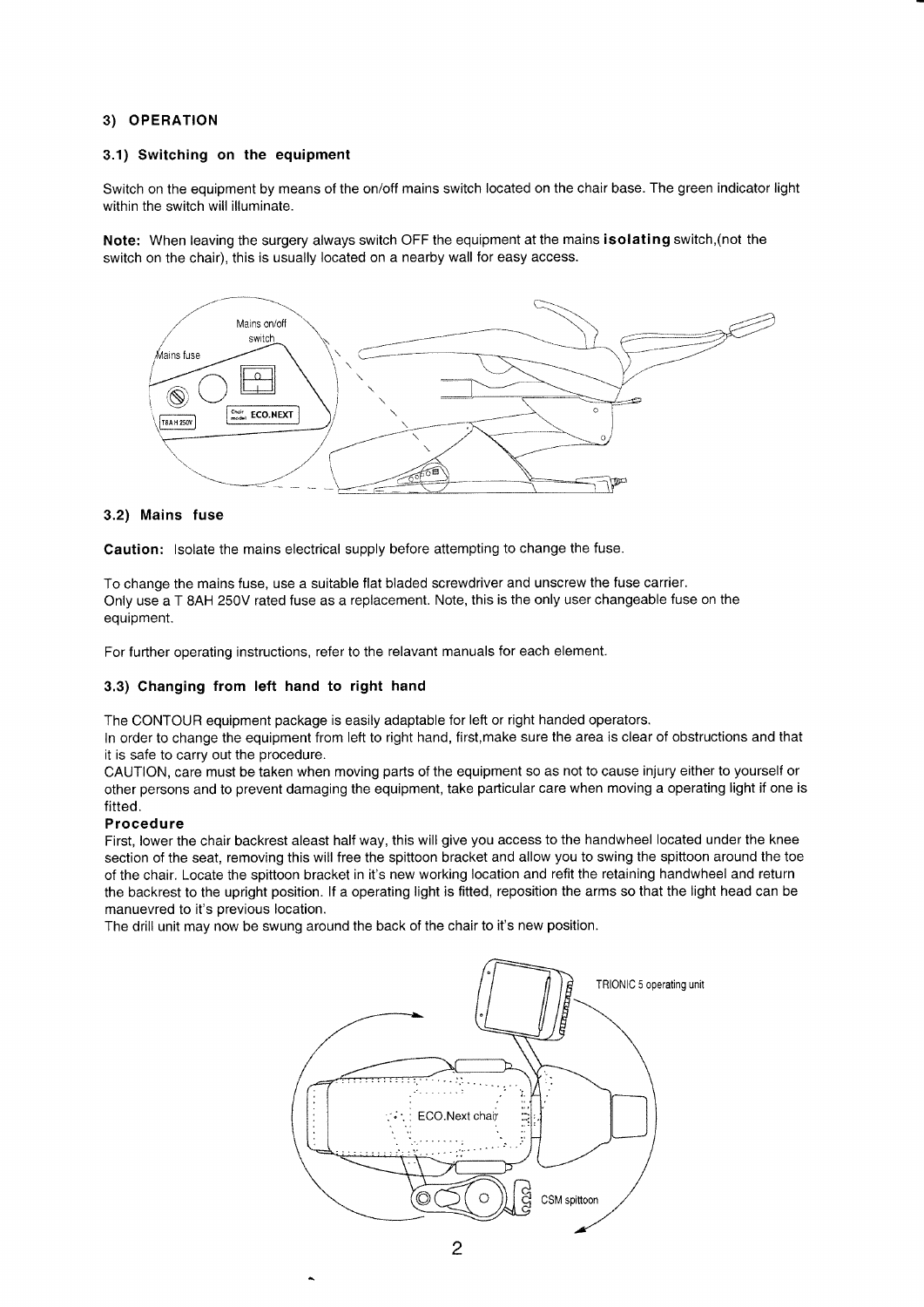## 3) OPERATION

### 3.1) Switching on the equipment

Switch on the equipment by means of the on/off mains switch located on the chair base. The green indicator light within the switch will illuminate.

**Note:** When leaving the surgery always switch OFF the equipment at the mains **isolating** switch,(not the switch on the chair), this is usually located on a nearby wall for easy access.

### 3.2) Mains fuse

**Caution:** Isolate the mains electrical supply before attempting to change the fuse.

To change the mains fuse, use a suitable flat bladed screwdriver and unscrew the fuse carrier.
Only use a T 8AH 250V rated fuse as a replacement. Note, this is the only user changeable fuse on the equipment.

For further operating instructions, refer to the relavant manuals for each element.

### 3.3) Changing from left hand to right hand

The CONTOUR equipment package is easily adaptable for left or right handed operators.
In order to change the equipment from left to right hand, first,make sure the area is clear of obstructions and that it is safe to carry out the procedure.
CAUTION, care must be taken when moving parts of the equipment so as not to cause injury either to yourself or other persons and to prevent damaging the equipment, take particular care when moving a operating light if one is fitted.

**Procedure**

First, lower the chair backrest aleast half way, this will give you access to the handwheel located under the knee section of the seat, removing this will free the spittoon bracket and allow you to swing the spittoon around the toe of the chair. Locate the spittoon bracket in it's new working location and refit the retaining handwheel and return the backrest to the upright position. If a operating light is fitted, reposition the arms so that the light head can be manuevred to it's previous location.
The drill unit may now be swung around the back of the chair to it's new position.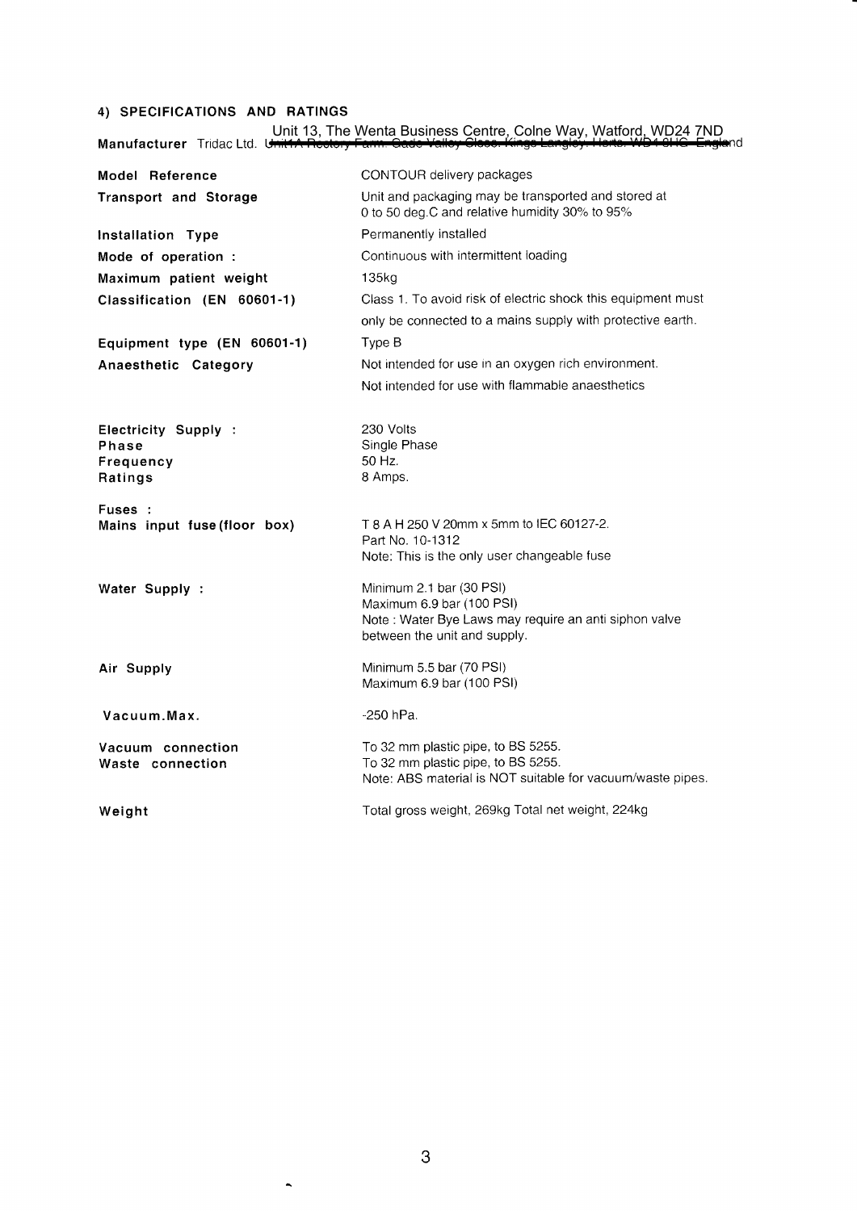## 4) SPECIFICATIONS AND RATINGS

**Manufacturer** Tridac Ltd. Unit 13, The Wenta Business Centre, Colne Way, Watford, WD24 7ND ~~Unit1A Rectory Farm, Gade Valley Close, Kings Langley, Herts. WD4 8HG~~ England

| | |
|---|---|
| **Model Reference** | CONTOUR delivery packages |
| **Transport and Storage** | Unit and packaging may be transported and stored at 0 to 50 deg.C and relative humidity 30% to 95% |
| **Installation Type** | Permanently installed |
| **Mode of operation :** | Continuous with intermittent loading |
| **Maximum patient weight** | 135kg |
| **Classification (EN 60601-1)** | Class 1. To avoid risk of electric shock this equipment must only be connected to a mains supply with protective earth. |
| **Equipment type (EN 60601-1)** | Type B |
| **Anaesthetic Category** | Not intended for use in an oxygen rich environment.<br>Not intended for use with flammable anaesthetics |
| **Electricity Supply :** | 230 Volts |
| **Phase** | Single Phase |
| **Frequency** | 50 Hz. |
| **Ratings** | 8 Amps. |
| **Fuses :** | |
| **Mains input fuse (floor box)** | T 8 A H 250 V 20mm x 5mm to IEC 60127-2.<br>Part No. 10-1312<br>Note: This is the only user changeable fuse |
| **Water Supply :** | Minimum 2.1 bar (30 PSI)<br>Maximum 6.9 bar (100 PSI)<br>Note : Water Bye Laws may require an anti siphon valve between the unit and supply. |
| **Air Supply** | Minimum 5.5 bar (70 PSI)<br>Maximum 6.9 bar (100 PSI) |
| **Vacuum.Max.** | -250 hPa. |
| **Vacuum connection** | To 32 mm plastic pipe, to BS 5255. |
| **Waste connection** | To 32 mm plastic pipe, to BS 5255.<br>Note: ABS material is NOT suitable for vacuum/waste pipes. |
| **Weight** | Total gross weight, 269kg Total net weight, 224kg |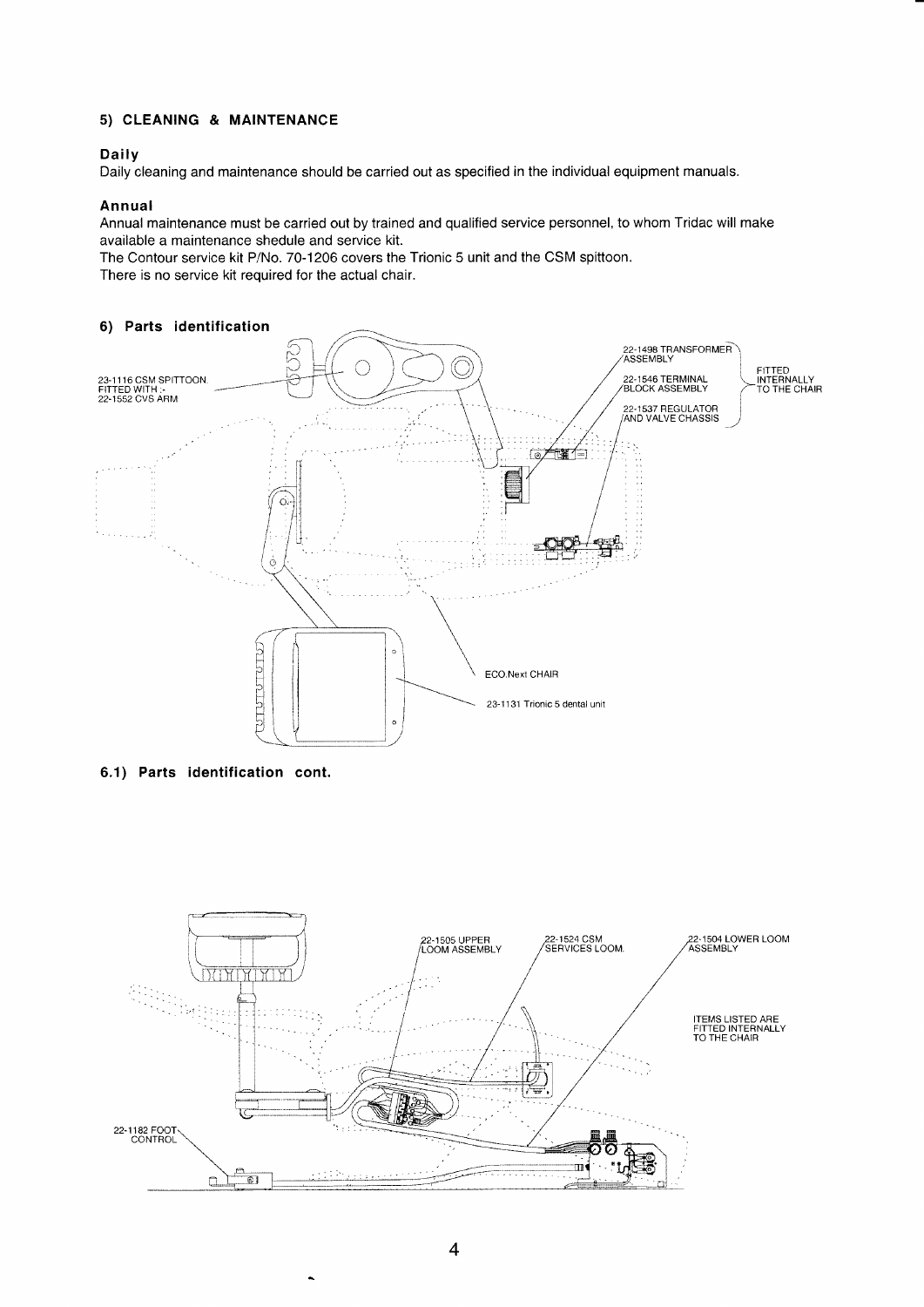## 5) CLEANING & MAINTENANCE

### Daily

Daily cleaning and maintenance should be carried out as specified in the individual equipment manuals.

### Annual

Annual maintenance must be carried out by trained and qualified service personnel, to whom Tridac will make available a maintenance shedule and service kit.

The Contour service kit P/No. 70-1206 covers the Trionic 5 unit and the CSM spittoon.

There is no service kit required for the actual chair.

## 6) Parts identification

23-1116 CSM SPITTOON. FITTED WITH :- 22-1552 CVS ARM

22-1498 TRANSFORMER ASSEMBLY

22-1546 TERMINAL BLOCK ASSEMBLY

22-1537 REGULATOR AND VALVE CHASSIS

FITTED INTERNALLY TO THE CHAIR

ECO.Next CHAIR

23-1131 Trionic 5 dental unit

## 6.1) Parts identification cont.

22-1505 UPPER LOOM ASSEMBLY

22-1524 CSM SERVICES LOOM.

22-1504 LOWER LOOM ASSEMBLY

ITEMS LISTED ARE FITTED INTERNALLY TO THE CHAIR

22-1182 FOOT CONTROL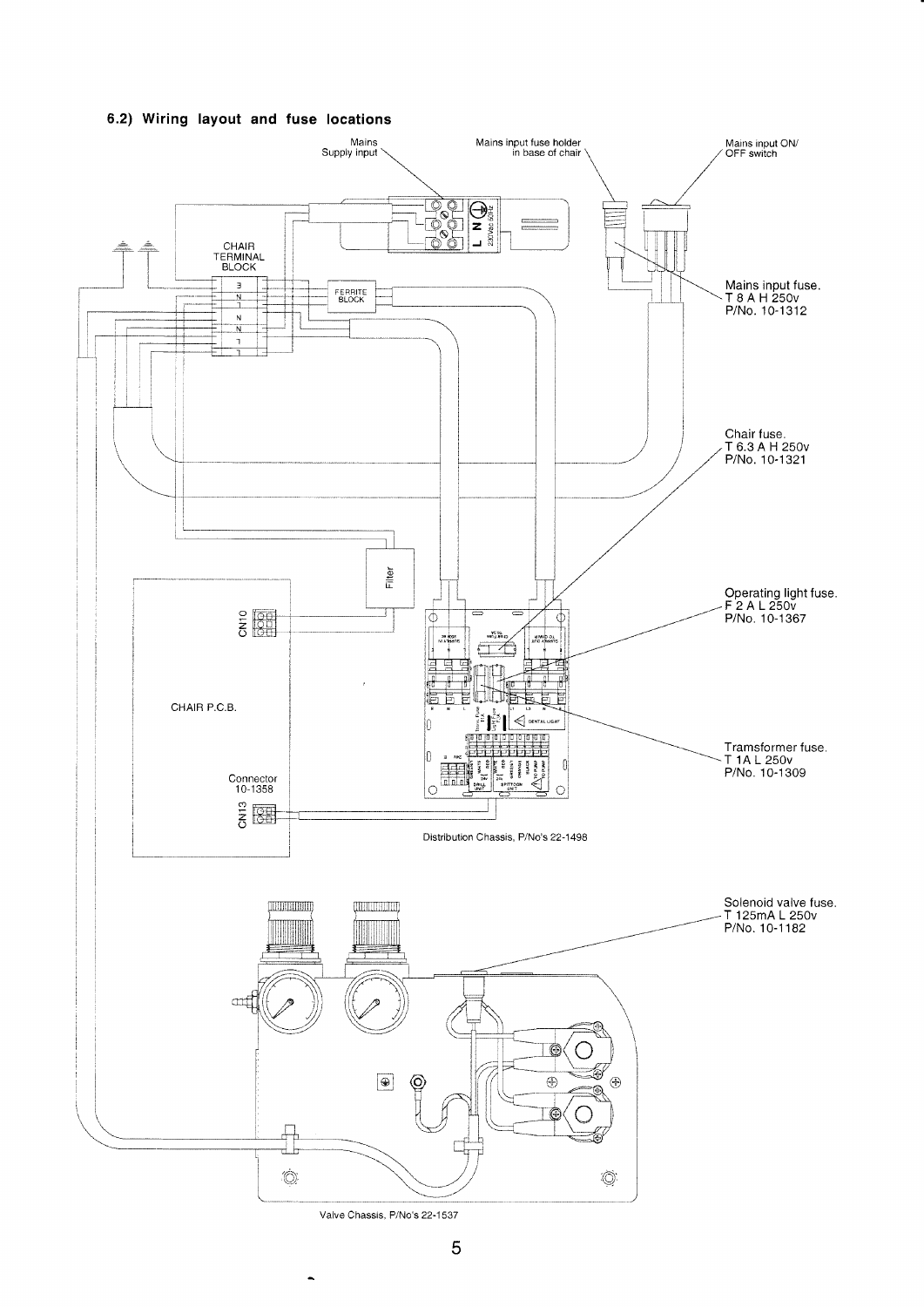## 6.2) Wiring layout and fuse locations

Mains Supply input

Mains input fuse holder in base of chair

Mains input ON/ OFF switch

CHAIR TERMINAL BLOCK

FERRITE BLOCK

Mains input fuse.
T 8 A H 250v
P/No. 10-1312

Chair fuse.
T 6.3 A H 250v
P/No. 10-1321

Filter

CN10

Operating light fuse.
F 2 A L 250v
P/No. 10-1367

CHAIR P.C.B.

Tramsformer fuse.
T 1A L 250v
P/No. 10-1309

Connector
10-1358

CN13

Distribution Chassis, P/No's 22-1498

Solenoid valve fuse.
T 125mA L 250v
P/No. 10-1182

Valve Chassis, P/No's 22-1537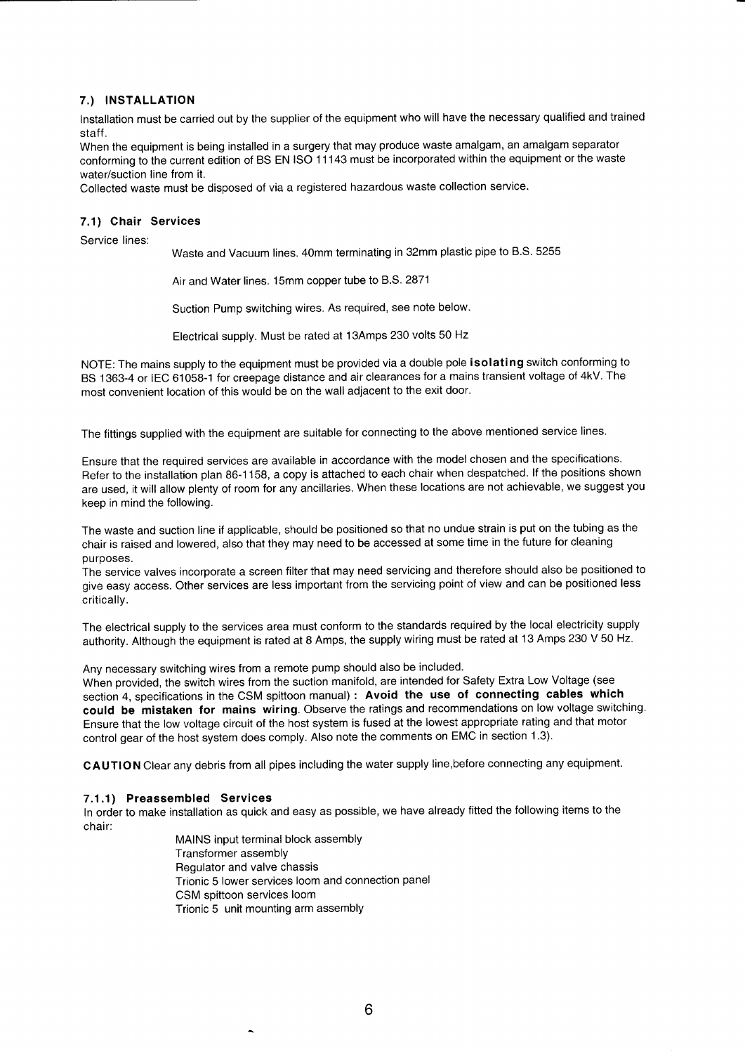## 7.) INSTALLATION

Installation must be carried out by the supplier of the equipment who will have the necessary qualified and trained staff.
When the equipment is being installed in a surgery that may produce waste amalgam, an amalgam separator conforming to the current edition of BS EN ISO 11143 must be incorporated within the equipment or the waste water/suction line from it.
Collected waste must be disposed of via a registered hazardous waste collection service.

### 7.1) Chair Services

Service lines:

Waste and Vacuum lines. 40mm terminating in 32mm plastic pipe to B.S. 5255

Air and Water lines. 15mm copper tube to B.S. 2871

Suction Pump switching wires. As required, see note below.

Electrical supply. Must be rated at 13Amps 230 volts 50 Hz

NOTE: The mains supply to the equipment must be provided via a double pole **isolating** switch conforming to BS 1363-4 or IEC 61058-1 for creepage distance and air clearances for a mains transient voltage of 4kV. The most convenient location of this would be on the wall adjacent to the exit door.

The fittings supplied with the equipment are suitable for connecting to the above mentioned service lines.

Ensure that the required services are available in accordance with the model chosen and the specifications. Refer to the installation plan 86-1158, a copy is attached to each chair when despatched. If the positions shown are used, it will allow plenty of room for any ancillaries. When these locations are not achievable, we suggest you keep in mind the following.

The waste and suction line if applicable, should be positioned so that no undue strain is put on the tubing as the chair is raised and lowered, also that they may need to be accessed at some time in the future for cleaning purposes.
The service valves incorporate a screen filter that may need servicing and therefore should also be positioned to give easy access. Other services are less important from the servicing point of view and can be positioned less critically.

The electrical supply to the services area must conform to the standards required by the local electricity supply authority. Although the equipment is rated at 8 Amps, the supply wiring must be rated at 13 Amps 230 V 50 Hz.

Any necessary switching wires from a remote pump should also be included.
When provided, the switch wires from the suction manifold, are intended for Safety Extra Low Voltage (see section 4, specifications in the CSM spittoon manual) : **Avoid the use of connecting cables which could be mistaken for mains wiring**. Observe the ratings and recommendations on low voltage switching. Ensure that the low voltage circuit of the host system is fused at the lowest appropriate rating and that motor control gear of the host system does comply. Also note the comments on EMC in section 1.3).

**CAUTION** Clear any debris from all pipes including the water supply line,before connecting any equipment.

#### 7.1.1) Preassembled Services

In order to make installation as quick and easy as possible, we have already fitted the following items to the chair:

MAINS input terminal block assembly
Transformer assembly
Regulator and valve chassis
Trionic 5 lower services loom and connection panel
CSM spittoon services loom
Trionic 5 unit mounting arm assembly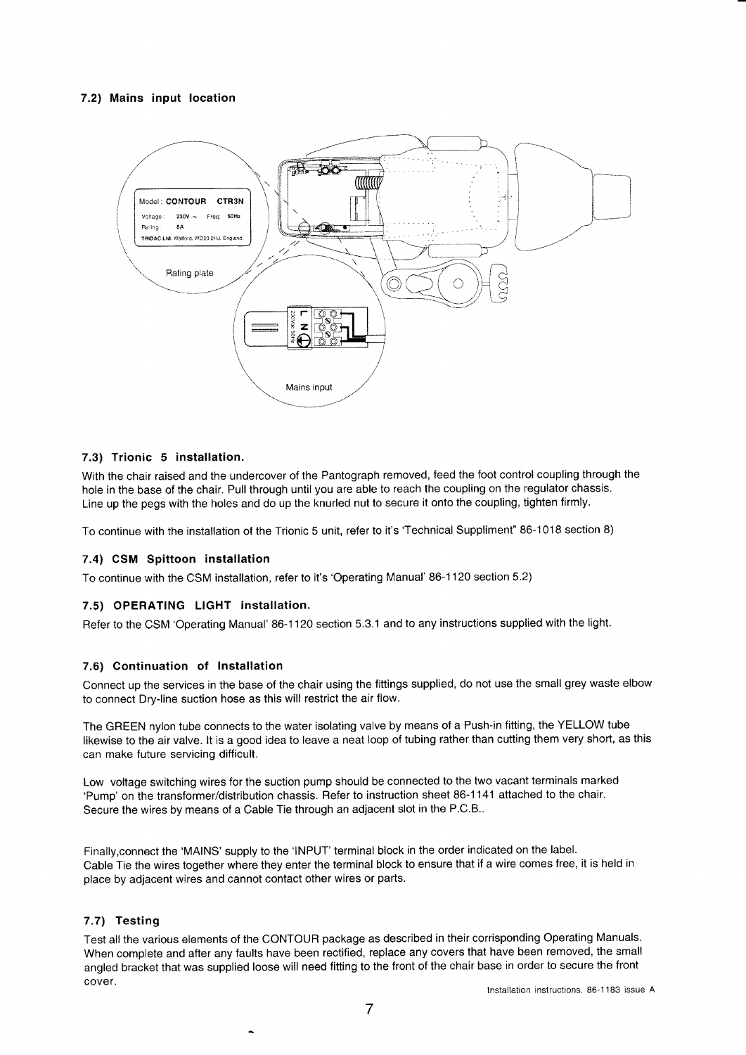### 7.2) Mains input location

Model: CONTOUR CTR3N

Voltage: 230V ~ Freq: 50Hz

Rating: 8A

TRIDAC Ltd. Watford, WD23 2HJ, England.

Rating plate

L

N

230Vac 50Hz

Mains input

### 7.3) Trionic 5 installation.

With the chair raised and the undercover of the Pantograph removed, feed the foot control coupling through the hole in the base of the chair. Pull through until you are able to reach the coupling on the regulator chassis.
Line up the pegs with the holes and do up the knurled nut to secure it onto the coupling, tighten firmly.

To continue with the installation of the Trionic 5 unit, refer to it's 'Technical Suppliment" 86-1018 section 8)

### 7.4) CSM Spittoon installation

To continue with the CSM installation, refer to it's 'Operating Manual' 86-1120 section 5.2)

### 7.5) OPERATING LIGHT installation.

Refer to the CSM 'Operating Manual' 86-1120 section 5.3.1 and to any instructions supplied with the light.

### 7.6) Continuation of Installation

Connect up the services in the base of the chair using the fittings supplied, do not use the small grey waste elbow to connect Dry-line suction hose as this will restrict the air flow.

The GREEN nylon tube connects to the water isolating valve by means of a Push-in fitting, the YELLOW tube likewise to the air valve. It is a good idea to leave a neat loop of tubing rather than cutting them very short, as this can make future servicing difficult.

Low voltage switching wires for the suction pump should be connected to the two vacant terminals marked 'Pump' on the transformer/distribution chassis. Refer to instruction sheet 86-1141 attached to the chair.
Secure the wires by means of a Cable Tie through an adjacent slot in the P.C.B..

Finally,connect the 'MAINS' supply to the 'INPUT' terminal block in the order indicated on the label.
Cable Tie the wires together where they enter the terminal block to ensure that if a wire comes free, it is held in place by adjacent wires and cannot contact other wires or parts.

### 7.7) Testing

Test all the various elements of the CONTOUR package as described in their corrisponding Operating Manuals.
When complete and after any faults have been rectified, replace any covers that have been removed, the small angled bracket that was supplied loose will need fitting to the front of the chair base in order to secure the front cover.